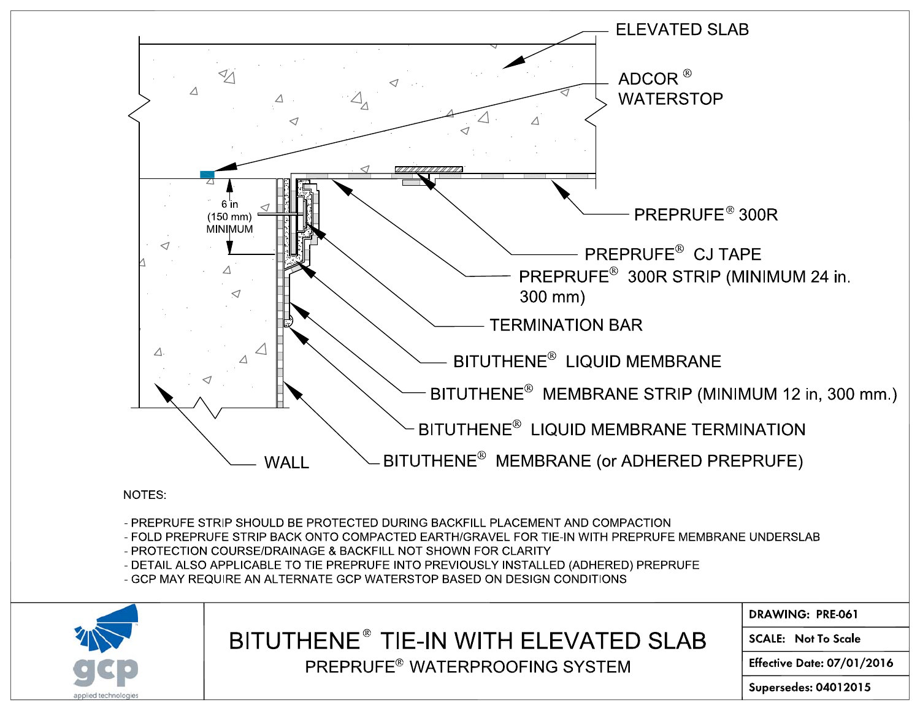ELEVATED SLAB

ADCOR® WATERSTOP

6 in (150 mm) MINIMUM

PREPRUFE® 300R

PREPRUFE® CJ TAPE

PREPRUFE® 300R STRIP (MINIMUM 24 in. 300 mm)

TERMINATION BAR

BITUTHENE® LIQUID MEMBRANE

BITUTHENE® MEMBRANE STRIP (MINIMUM 12 in, 300 mm.)

BITUTHENE® LIQUID MEMBRANE TERMINATION

WALL

BITUTHENE® MEMBRANE (or ADHERED PREPRUFE)

NOTES:

- PREPRUFE STRIP SHOULD BE PROTECTED DURING BACKFILL PLACEMENT AND COMPACTION
- FOLD PREPRUFE STRIP BACK ONTO COMPACTED EARTH/GRAVEL FOR TIE-IN WITH PREPRUFE MEMBRANE UNDERSLAB
- PROTECTION COURSE/DRAINAGE & BACKFILL NOT SHOWN FOR CLARITY
- DETAIL ALSO APPLICABLE TO TIE PREPRUFE INTO PREVIOUSLY INSTALLED (ADHERED) PREPRUFE
- GCP MAY REQUIRE AN ALTERNATE GCP WATERSTOP BASED ON DESIGN CONDITIONS

gcp applied technologies

# BITUTHENE® TIE-IN WITH ELEVATED SLAB

## PREPRUFE® WATERPROOFING SYSTEM

| | |
|---|---|
| DRAWING: | PRE-061 |
| SCALE: | Not To Scale |
| Effective Date: | 07/01/2016 |
| Supersedes: | 04012015 |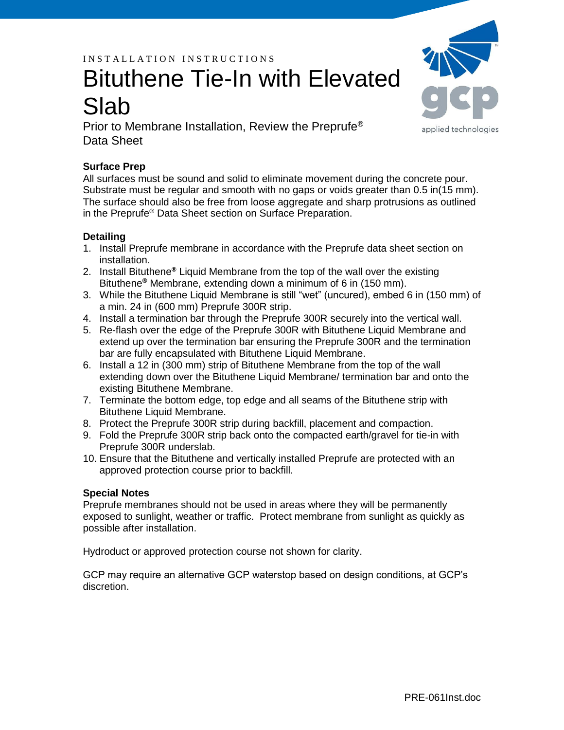INSTALLATION INSTRUCTIONS

# Bituthene Tie-In with Elevated Slab

Prior to Membrane Installation, Review the Preprufe® Data Sheet

### Surface Prep

All surfaces must be sound and solid to eliminate movement during the concrete pour. Substrate must be regular and smooth with no gaps or voids greater than 0.5 in(15 mm). The surface should also be free from loose aggregate and sharp protrusions as outlined in the Preprufe® Data Sheet section on Surface Preparation.

### Detailing

1. Install Preprufe membrane in accordance with the Preprufe data sheet section on installation.
2. Install Bituthene® Liquid Membrane from the top of the wall over the existing Bituthene® Membrane, extending down a minimum of 6 in (150 mm).
3. While the Bituthene Liquid Membrane is still "wet" (uncured), embed 6 in (150 mm) of a min. 24 in (600 mm) Preprufe 300R strip.
4. Install a termination bar through the Preprufe 300R securely into the vertical wall.
5. Re-flash over the edge of the Preprufe 300R with Bituthene Liquid Membrane and extend up over the termination bar ensuring the Preprufe 300R and the termination bar are fully encapsulated with Bituthene Liquid Membrane.
6. Install a 12 in (300 mm) strip of Bituthene Membrane from the top of the wall extending down over the Bituthene Liquid Membrane/ termination bar and onto the existing Bituthene Membrane.
7. Terminate the bottom edge, top edge and all seams of the Bituthene strip with Bituthene Liquid Membrane.
8. Protect the Preprufe 300R strip during backfill, placement and compaction.
9. Fold the Preprufe 300R strip back onto the compacted earth/gravel for tie-in with Preprufe 300R underslab.
10. Ensure that the Bituthene and vertically installed Preprufe are protected with an approved protection course prior to backfill.

### Special Notes

Preprufe membranes should not be used in areas where they will be permanently exposed to sunlight, weather or traffic. Protect membrane from sunlight as quickly as possible after installation.

Hydroduct or approved protection course not shown for clarity.

GCP may require an alternative GCP waterstop based on design conditions, at GCP's discretion.

PRE-061Inst.doc